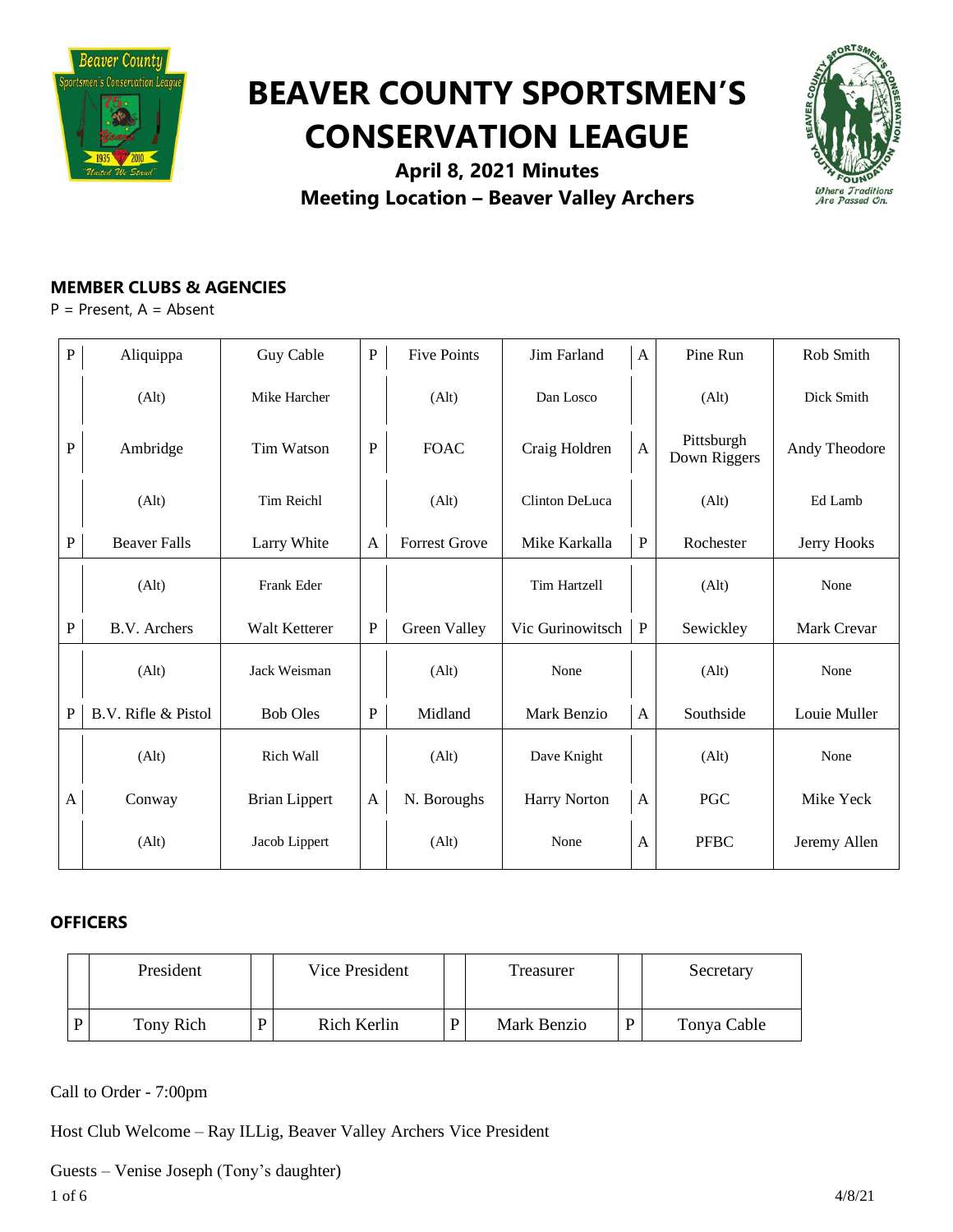# BEAVER COUNTY SPORTSMEN'S CONSERVATION LEAGUE

**April 8, 2021 Minutes**

**Meeting Location – Beaver Valley Archers**

## MEMBER CLUBS & AGENCIES

P = Present, A = Absent

| | Club | Delegate | | Club | Delegate | | Club | Delegate |
|---|---|---|---|---|---|---|---|---|
| P | Aliquippa | Guy Cable | P | Five Points | Jim Farland | A | Pine Run | Rob Smith |
| | (Alt) | Mike Harcher | | (Alt) | Dan Losco | | (Alt) | Dick Smith |
| P | Ambridge | Tim Watson | P | FOAC | Craig Holdren | A | Pittsburgh Down Riggers | Andy Theodore |
| | (Alt) | Tim Reichl | | (Alt) | Clinton DeLuca | | (Alt) | Ed Lamb |
| P | Beaver Falls | Larry White | A | Forrest Grove | Mike Karkalla | P | Rochester | Jerry Hooks |
| | (Alt) | Frank Eder | | | Tim Hartzell | | (Alt) | None |
| P | B.V. Archers | Walt Ketterer | P | Green Valley | Vic Gurinowitsch | P | Sewickley | Mark Crevar |
| | (Alt) | Jack Weisman | | (Alt) | None | | (Alt) | None |
| P | B.V. Rifle & Pistol | Bob Oles | P | Midland | Mark Benzio | A | Southside | Louie Muller |
| | (Alt) | Rich Wall | | (Alt) | Dave Knight | | (Alt) | None |
| A | Conway | Brian Lippert | A | N. Boroughs | Harry Norton | A | PGC | Mike Yeck |
| | (Alt) | Jacob Lippert | | (Alt) | None | A | PFBC | Jeremy Allen |

## OFFICERS

| | President | | Vice President | | Treasurer | | Secretary |
|---|---|---|---|---|---|---|---|
| P | Tony Rich | P | Rich Kerlin | P | Mark Benzio | P | Tonya Cable |

Call to Order - 7:00pm

Host Club Welcome – Ray ILLig, Beaver Valley Archers Vice President

Guests – Venise Joseph (Tony's daughter)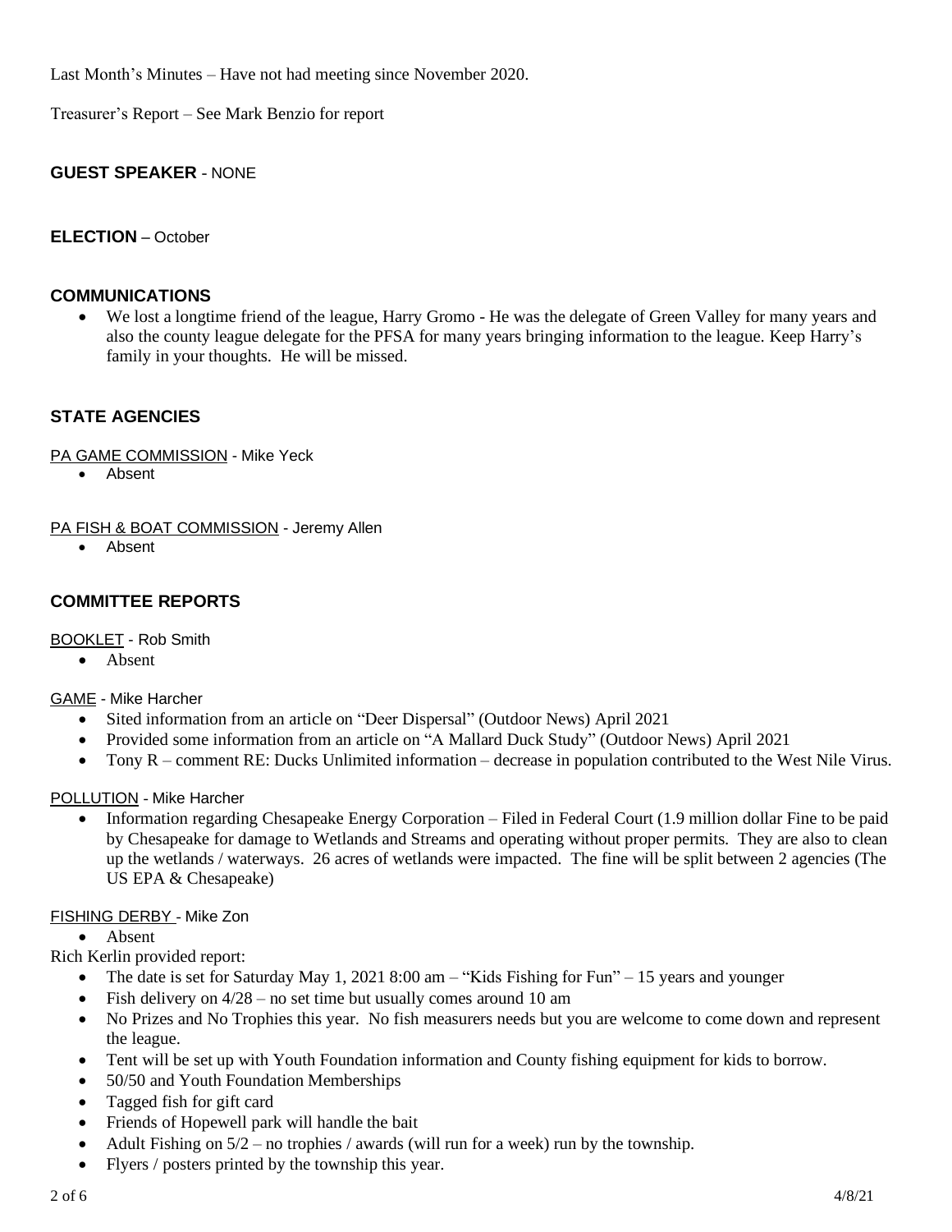Last Month's Minutes – Have not had meeting since November 2020.

Treasurer's Report – See Mark Benzio for report

**GUEST SPEAKER** - NONE

**ELECTION** – October

## COMMUNICATIONS

- We lost a longtime friend of the league, Harry Gromo - He was the delegate of Green Valley for many years and also the county league delegate for the PFSA for many years bringing information to the league. Keep Harry's family in your thoughts. He will be missed.

## STATE AGENCIES

PA GAME COMMISSION - Mike Yeck

- Absent

PA FISH & BOAT COMMISSION - Jeremy Allen

- Absent

## COMMITTEE REPORTS

BOOKLET - Rob Smith

- Absent

GAME - Mike Harcher

- Sited information from an article on "Deer Dispersal" (Outdoor News) April 2021
- Provided some information from an article on "A Mallard Duck Study" (Outdoor News) April 2021
- Tony R – comment RE: Ducks Unlimited information – decrease in population contributed to the West Nile Virus.

POLLUTION - Mike Harcher

- Information regarding Chesapeake Energy Corporation – Filed in Federal Court (1.9 million dollar Fine to be paid by Chesapeake for damage to Wetlands and Streams and operating without proper permits. They are also to clean up the wetlands / waterways. 26 acres of wetlands were impacted. The fine will be split between 2 agencies (The US EPA & Chesapeake)

FISHING DERBY - Mike Zon

- Absent

Rich Kerlin provided report:

- The date is set for Saturday May 1, 2021 8:00 am – "Kids Fishing for Fun" – 15 years and younger
- Fish delivery on 4/28 – no set time but usually comes around 10 am
- No Prizes and No Trophies this year. No fish measurers needs but you are welcome to come down and represent the league.
- Tent will be set up with Youth Foundation information and County fishing equipment for kids to borrow.
- 50/50 and Youth Foundation Memberships
- Tagged fish for gift card
- Friends of Hopewell park will handle the bait
- Adult Fishing on 5/2 – no trophies / awards (will run for a week) run by the township.
- Flyers / posters printed by the township this year.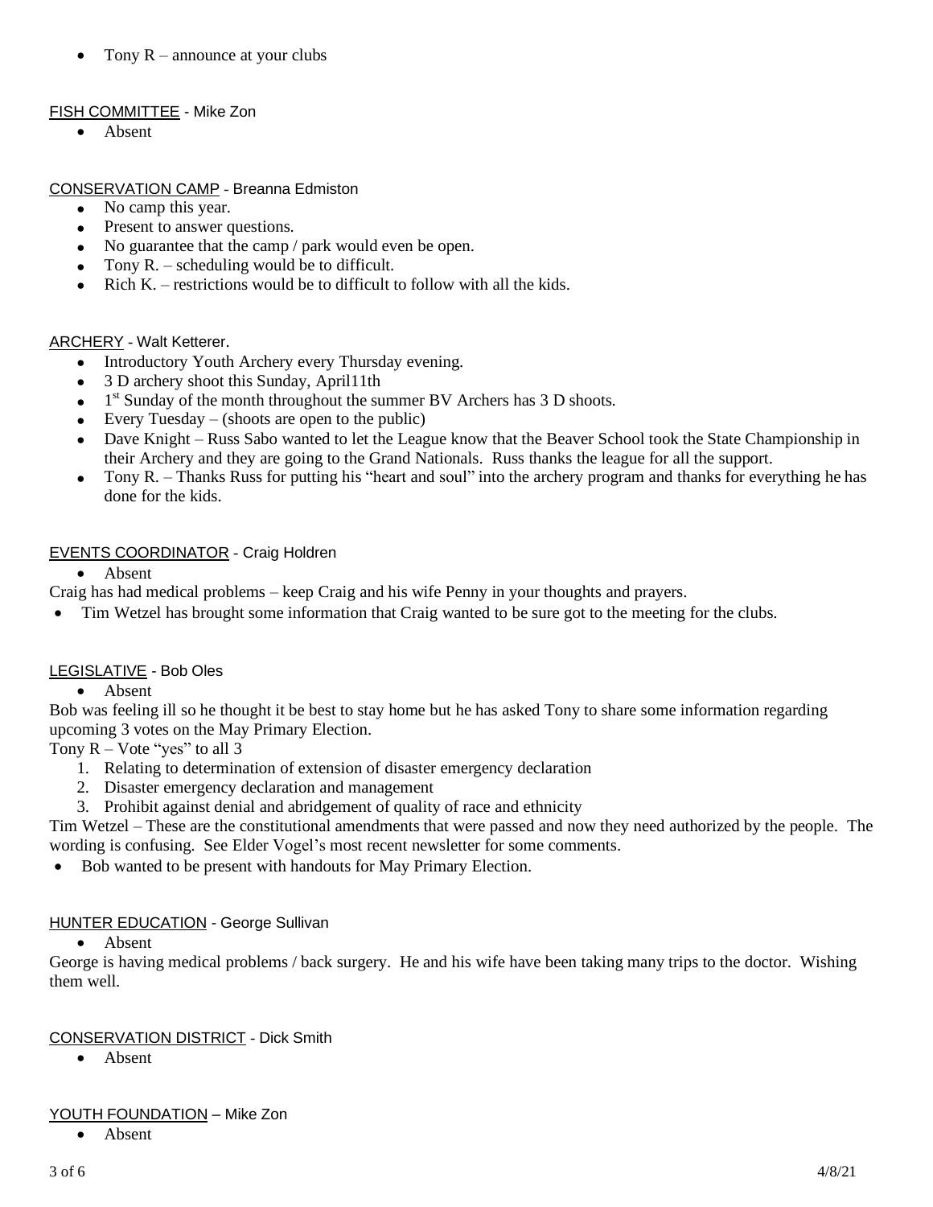- Tony R – announce at your clubs

FISH COMMITTEE - Mike Zon

- Absent

CONSERVATION CAMP - Breanna Edmiston

- No camp this year.
- Present to answer questions.
- No guarantee that the camp / park would even be open.
- Tony R. – scheduling would be to difficult.
- Rich K. – restrictions would be to difficult to follow with all the kids.

ARCHERY - Walt Ketterer.

- Introductory Youth Archery every Thursday evening.
- 3 D archery shoot this Sunday, April11th
- 1st Sunday of the month throughout the summer BV Archers has 3 D shoots.
- Every Tuesday – (shoots are open to the public)
- Dave Knight – Russ Sabo wanted to let the League know that the Beaver School took the State Championship in their Archery and they are going to the Grand Nationals. Russ thanks the league for all the support.
- Tony R. – Thanks Russ for putting his "heart and soul" into the archery program and thanks for everything he has done for the kids.

EVENTS COORDINATOR - Craig Holdren

- Absent

Craig has had medical problems – keep Craig and his wife Penny in your thoughts and prayers.

- Tim Wetzel has brought some information that Craig wanted to be sure got to the meeting for the clubs.

LEGISLATIVE - Bob Oles

- Absent

Bob was feeling ill so he thought it be best to stay home but he has asked Tony to share some information regarding upcoming 3 votes on the May Primary Election.

Tony R – Vote "yes" to all 3

1. Relating to determination of extension of disaster emergency declaration
2. Disaster emergency declaration and management
3. Prohibit against denial and abridgement of quality of race and ethnicity

Tim Wetzel – These are the constitutional amendments that were passed and now they need authorized by the people. The wording is confusing. See Elder Vogel's most recent newsletter for some comments.

- Bob wanted to be present with handouts for May Primary Election.

HUNTER EDUCATION - George Sullivan

- Absent

George is having medical problems / back surgery. He and his wife have been taking many trips to the doctor. Wishing them well.

CONSERVATION DISTRICT - Dick Smith

- Absent

YOUTH FOUNDATION – Mike Zon

- Absent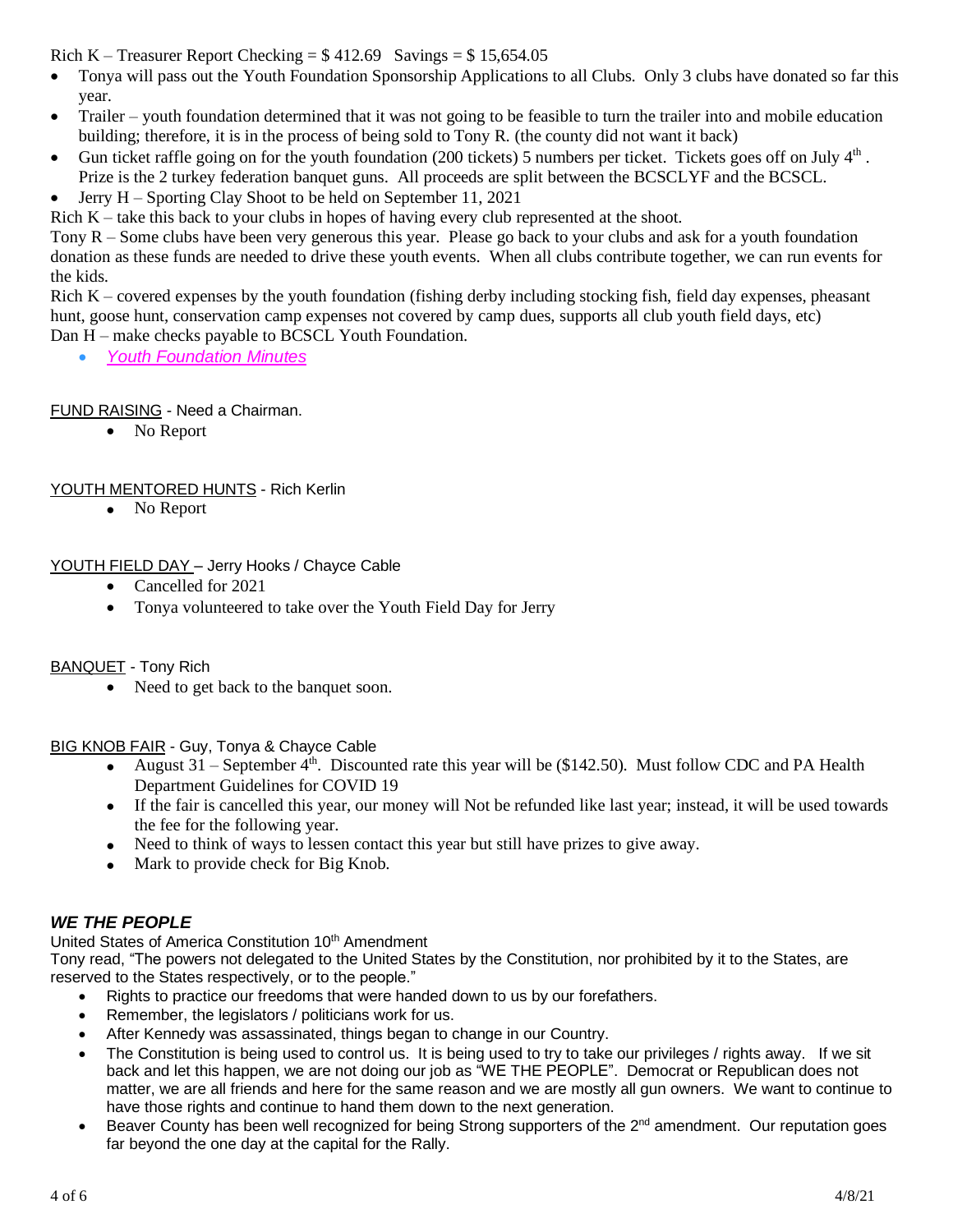Rich K – Treasurer Report Checking = $ 412.69 Savings = $ 15,654.05

- Tonya will pass out the Youth Foundation Sponsorship Applications to all Clubs. Only 3 clubs have donated so far this year.
- Trailer – youth foundation determined that it was not going to be feasible to turn the trailer into and mobile education building; therefore, it is in the process of being sold to Tony R. (the county did not want it back)
- Gun ticket raffle going on for the youth foundation (200 tickets) 5 numbers per ticket. Tickets goes off on July 4th . Prize is the 2 turkey federation banquet guns. All proceeds are split between the BCSCLYF and the BCSCL.
- Jerry H – Sporting Clay Shoot to be held on September 11, 2021

Rich K – take this back to your clubs in hopes of having every club represented at the shoot.

Tony R – Some clubs have been very generous this year. Please go back to your clubs and ask for a youth foundation donation as these funds are needed to drive these youth events. When all clubs contribute together, we can run events for the kids.

Rich K – covered expenses by the youth foundation (fishing derby including stocking fish, field day expenses, pheasant hunt, goose hunt, conservation camp expenses not covered by camp dues, supports all club youth field days, etc)

Dan H – make checks payable to BCSCL Youth Foundation.

- *Youth Foundation Minutes*

FUND RAISING - Need a Chairman.

- No Report

YOUTH MENTORED HUNTS - Rich Kerlin

- No Report

YOUTH FIELD DAY – Jerry Hooks / Chayce Cable

- Cancelled for 2021
- Tonya volunteered to take over the Youth Field Day for Jerry

BANQUET - Tony Rich

- Need to get back to the banquet soon.

BIG KNOB FAIR - Guy, Tonya & Chayce Cable

- August 31 – September 4th. Discounted rate this year will be ($142.50). Must follow CDC and PA Health Department Guidelines for COVID 19
- If the fair is cancelled this year, our money will Not be refunded like last year; instead, it will be used towards the fee for the following year.
- Need to think of ways to lessen contact this year but still have prizes to give away.
- Mark to provide check for Big Knob.

## *WE THE PEOPLE*

United States of America Constitution 10th Amendment

Tony read, "The powers not delegated to the United States by the Constitution, nor prohibited by it to the States, are reserved to the States respectively, or to the people."

- Rights to practice our freedoms that were handed down to us by our forefathers.
- Remember, the legislators / politicians work for us.
- After Kennedy was assassinated, things began to change in our Country.
- The Constitution is being used to control us. It is being used to try to take our privileges / rights away. If we sit back and let this happen, we are not doing our job as "WE THE PEOPLE". Democrat or Republican does not matter, we are all friends and here for the same reason and we are mostly all gun owners. We want to continue to have those rights and continue to hand them down to the next generation.
- Beaver County has been well recognized for being Strong supporters of the 2nd amendment. Our reputation goes far beyond the one day at the capital for the Rally.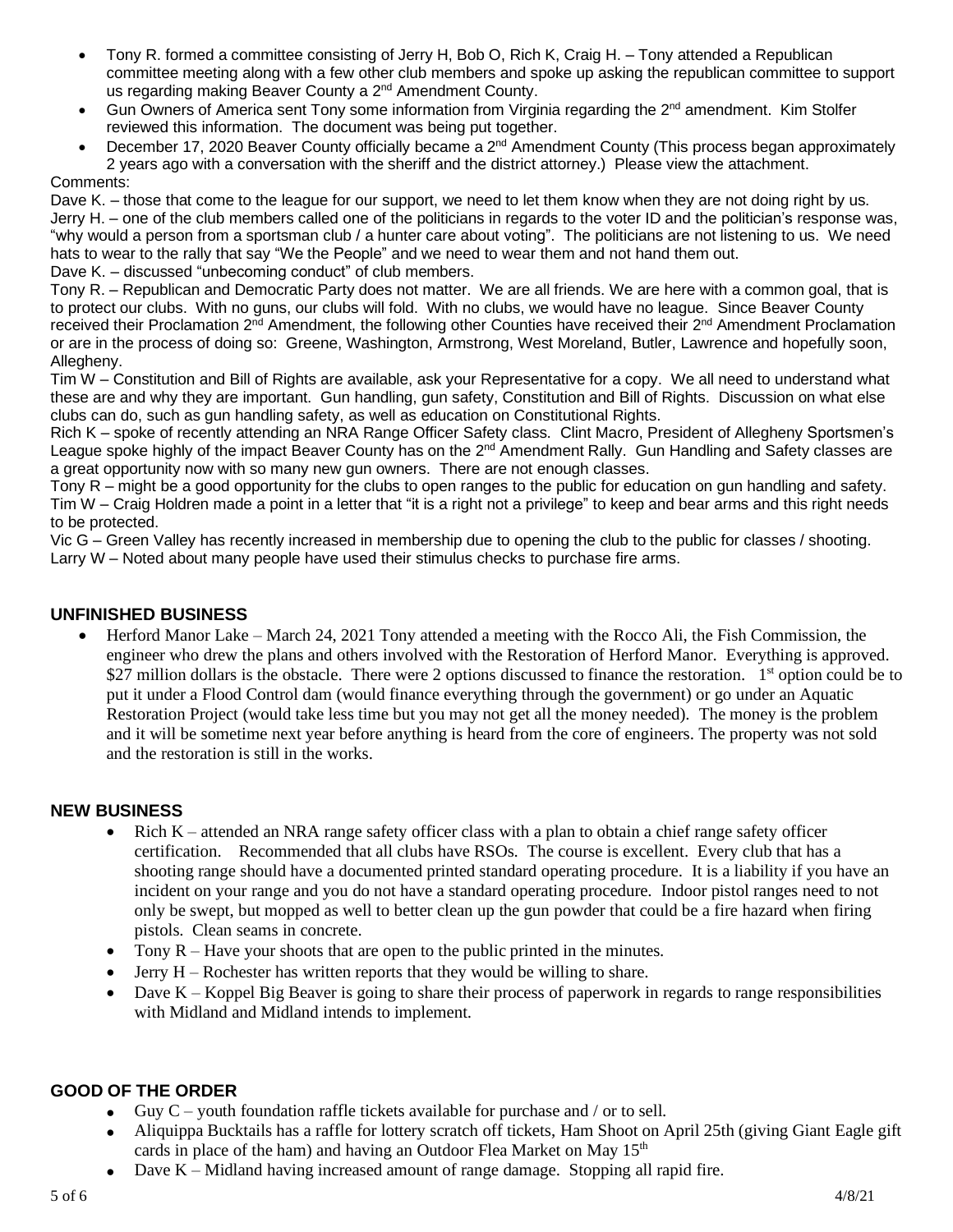- Tony R. formed a committee consisting of Jerry H, Bob O, Rich K, Craig H. – Tony attended a Republican committee meeting along with a few other club members and spoke up asking the republican committee to support us regarding making Beaver County a 2nd Amendment County.
- Gun Owners of America sent Tony some information from Virginia regarding the 2nd amendment. Kim Stolfer reviewed this information. The document was being put together.
- December 17, 2020 Beaver County officially became a 2nd Amendment County (This process began approximately 2 years ago with a conversation with the sheriff and the district attorney.) Please view the attachment.

Comments:

Dave K. – those that come to the league for our support, we need to let them know when they are not doing right by us.

Jerry H. – one of the club members called one of the politicians in regards to the voter ID and the politician's response was, "why would a person from a sportsman club / a hunter care about voting". The politicians are not listening to us. We need hats to wear to the rally that say "We the People" and we need to wear them and not hand them out.

Dave K. – discussed "unbecoming conduct" of club members.

Tony R. – Republican and Democratic Party does not matter. We are all friends. We are here with a common goal, that is to protect our clubs. With no guns, our clubs will fold. With no clubs, we would have no league. Since Beaver County received their Proclamation 2nd Amendment, the following other Counties have received their 2nd Amendment Proclamation or are in the process of doing so: Greene, Washington, Armstrong, West Moreland, Butler, Lawrence and hopefully soon, Allegheny.

Tim W – Constitution and Bill of Rights are available, ask your Representative for a copy. We all need to understand what these are and why they are important. Gun handling, gun safety, Constitution and Bill of Rights. Discussion on what else clubs can do, such as gun handling safety, as well as education on Constitutional Rights.

Rich K – spoke of recently attending an NRA Range Officer Safety class. Clint Macro, President of Allegheny Sportsmen's League spoke highly of the impact Beaver County has on the 2nd Amendment Rally. Gun Handling and Safety classes are a great opportunity now with so many new gun owners. There are not enough classes.

Tony R – might be a good opportunity for the clubs to open ranges to the public for education on gun handling and safety.

Tim W – Craig Holdren made a point in a letter that "it is a right not a privilege" to keep and bear arms and this right needs to be protected.

Vic G – Green Valley has recently increased in membership due to opening the club to the public for classes / shooting.

Larry W – Noted about many people have used their stimulus checks to purchase fire arms.

## UNFINISHED BUSINESS

- Herford Manor Lake – March 24, 2021 Tony attended a meeting with the Rocco Ali, the Fish Commission, the engineer who drew the plans and others involved with the Restoration of Herford Manor. Everything is approved. $27 million dollars is the obstacle. There were 2 options discussed to finance the restoration. 1st option could be to put it under a Flood Control dam (would finance everything through the government) or go under an Aquatic Restoration Project (would take less time but you may not get all the money needed). The money is the problem and it will be sometime next year before anything is heard from the core of engineers. The property was not sold and the restoration is still in the works.

## NEW BUSINESS

- Rich K – attended an NRA range safety officer class with a plan to obtain a chief range safety officer certification. Recommended that all clubs have RSOs. The course is excellent. Every club that has a shooting range should have a documented printed standard operating procedure. It is a liability if you have an incident on your range and you do not have a standard operating procedure. Indoor pistol ranges need to not only be swept, but mopped as well to better clean up the gun powder that could be a fire hazard when firing pistols. Clean seams in concrete.
- Tony R – Have your shoots that are open to the public printed in the minutes.
- Jerry H – Rochester has written reports that they would be willing to share.
- Dave K – Koppel Big Beaver is going to share their process of paperwork in regards to range responsibilities with Midland and Midland intends to implement.

## GOOD OF THE ORDER

- Guy C – youth foundation raffle tickets available for purchase and / or to sell.
- Aliquippa Bucktails has a raffle for lottery scratch off tickets, Ham Shoot on April 25th (giving Giant Eagle gift cards in place of the ham) and having an Outdoor Flea Market on May 15th
- Dave K – Midland having increased amount of range damage. Stopping all rapid fire.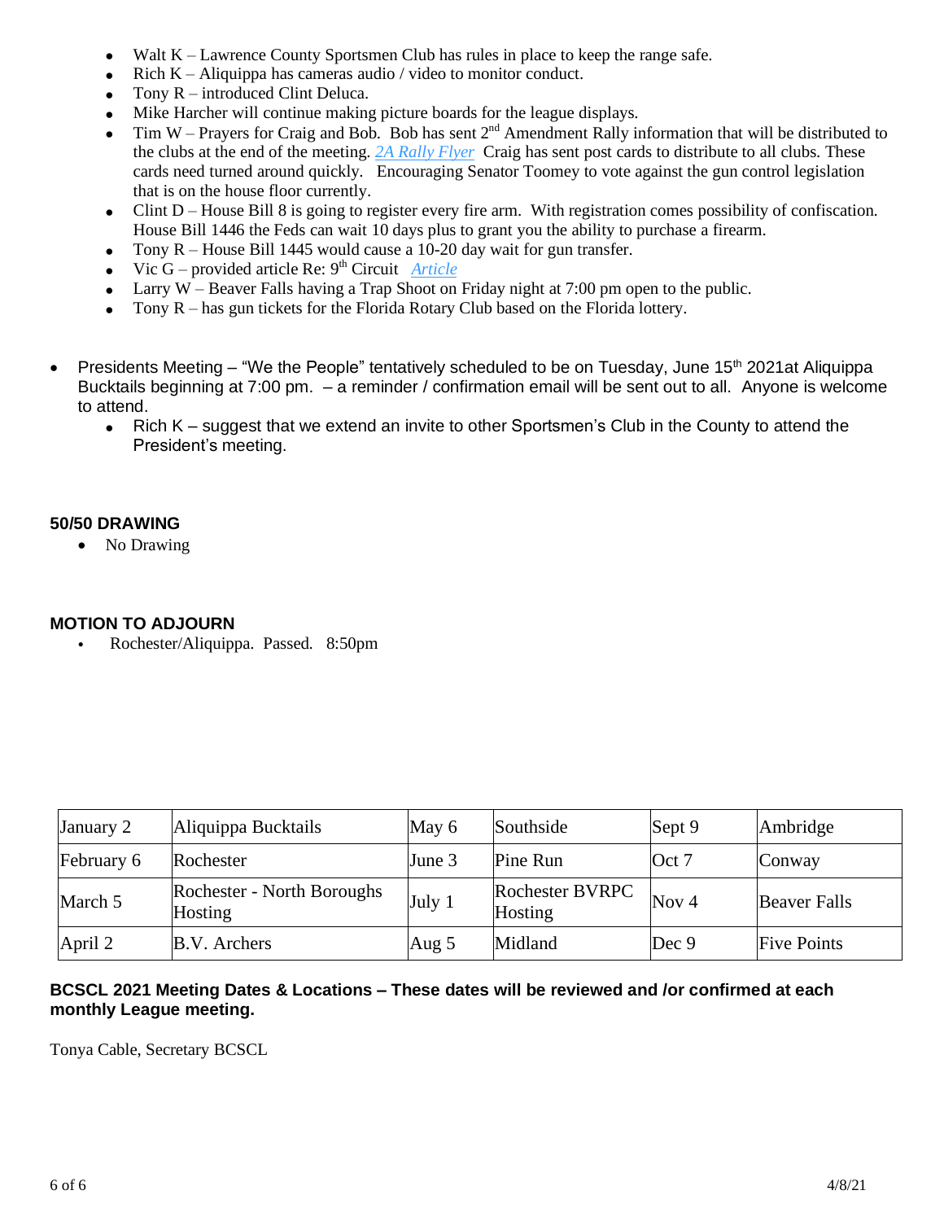- Walt K – Lawrence County Sportsmen Club has rules in place to keep the range safe.
- Rich K – Aliquippa has cameras audio / video to monitor conduct.
- Tony R – introduced Clint Deluca.
- Mike Harcher will continue making picture boards for the league displays.
- Tim W – Prayers for Craig and Bob. Bob has sent 2nd Amendment Rally information that will be distributed to the clubs at the end of the meeting. *2A Rally Flyer* Craig has sent post cards to distribute to all clubs. These cards need turned around quickly. Encouraging Senator Toomey to vote against the gun control legislation that is on the house floor currently.
- Clint D – House Bill 8 is going to register every fire arm. With registration comes possibility of confiscation. House Bill 1446 the Feds can wait 10 days plus to grant you the ability to purchase a firearm.
- Tony R – House Bill 1445 would cause a 10-20 day wait for gun transfer.
- Vic G – provided article Re: 9th Circuit *Article*
- Larry W – Beaver Falls having a Trap Shoot on Friday night at 7:00 pm open to the public.
- Tony R – has gun tickets for the Florida Rotary Club based on the Florida lottery.

- Presidents Meeting – "We the People" tentatively scheduled to be on Tuesday, June 15th 2021at Aliquippa Bucktails beginning at 7:00 pm. – a reminder / confirmation email will be sent out to all. Anyone is welcome to attend.
  - Rich K – suggest that we extend an invite to other Sportsmen's Club in the County to attend the President's meeting.

### 50/50 DRAWING

- No Drawing

### MOTION TO ADJOURN

- Rochester/Aliquippa. Passed. 8:50pm

| | | | | | |
|---|---|---|---|---|---|
| January 2 | Aliquippa Bucktails | May 6 | Southside | Sept 9 | Ambridge |
| February 6 | Rochester | June 3 | Pine Run | Oct 7 | Conway |
| March 5 | Rochester - North Boroughs Hosting | July 1 | Rochester BVRPC Hosting | Nov 4 | Beaver Falls |
| April 2 | B.V. Archers | Aug 5 | Midland | Dec 9 | Five Points |

**BCSCL 2021 Meeting Dates & Locations – These dates will be reviewed and /or confirmed at each monthly League meeting.**

Tonya Cable, Secretary BCSCL